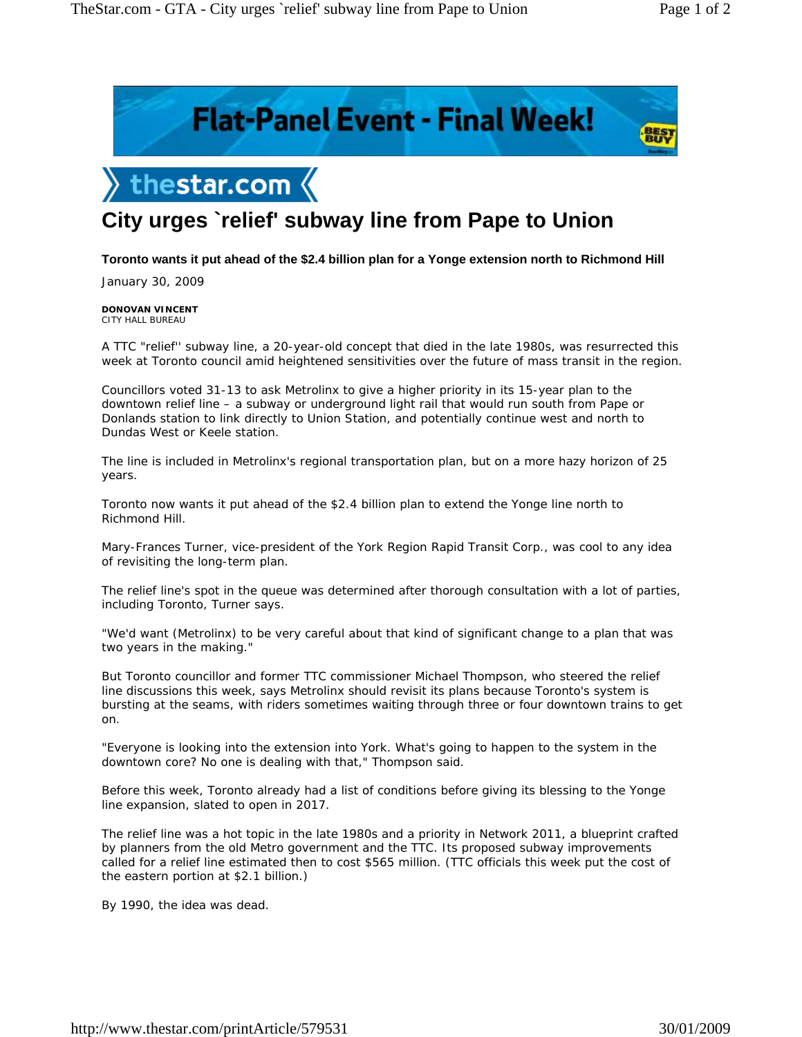# City urges `relief' subway line from Pape to Union

**Toronto wants it put ahead of the $2.4 billion plan for a Yonge extension north to Richmond Hill**

January 30, 2009

**DONOVAN VINCENT**
CITY HALL BUREAU

A TTC "relief'' subway line, a 20-year-old concept that died in the late 1980s, was resurrected this week at Toronto council amid heightened sensitivities over the future of mass transit in the region.

Councillors voted 31-13 to ask Metrolinx to give a higher priority in its 15-year plan to the downtown relief line – a subway or underground light rail that would run south from Pape or Donlands station to link directly to Union Station, and potentially continue west and north to Dundas West or Keele station.

The line is included in Metrolinx's regional transportation plan, but on a more hazy horizon of 25 years.

Toronto now wants it put ahead of the $2.4 billion plan to extend the Yonge line north to Richmond Hill.

Mary-Frances Turner, vice-president of the York Region Rapid Transit Corp., was cool to any idea of revisiting the long-term plan.

The relief line's spot in the queue was determined after thorough consultation with a lot of parties, including Toronto, Turner says.

"We'd want (Metrolinx) to be very careful about that kind of significant change to a plan that was two years in the making."

But Toronto councillor and former TTC commissioner Michael Thompson, who steered the relief line discussions this week, says Metrolinx should revisit its plans because Toronto's system is bursting at the seams, with riders sometimes waiting through three or four downtown trains to get on.

"Everyone is looking into the extension into York. What's going to happen to the system in the downtown core? No one is dealing with that," Thompson said.

Before this week, Toronto already had a list of conditions before giving its blessing to the Yonge line expansion, slated to open in 2017.

The relief line was a hot topic in the late 1980s and a priority in Network 2011, a blueprint crafted by planners from the old Metro government and the TTC. Its proposed subway improvements called for a relief line estimated then to cost $565 million. (TTC officials this week put the cost of the eastern portion at $2.1 billion.)

By 1990, the idea was dead.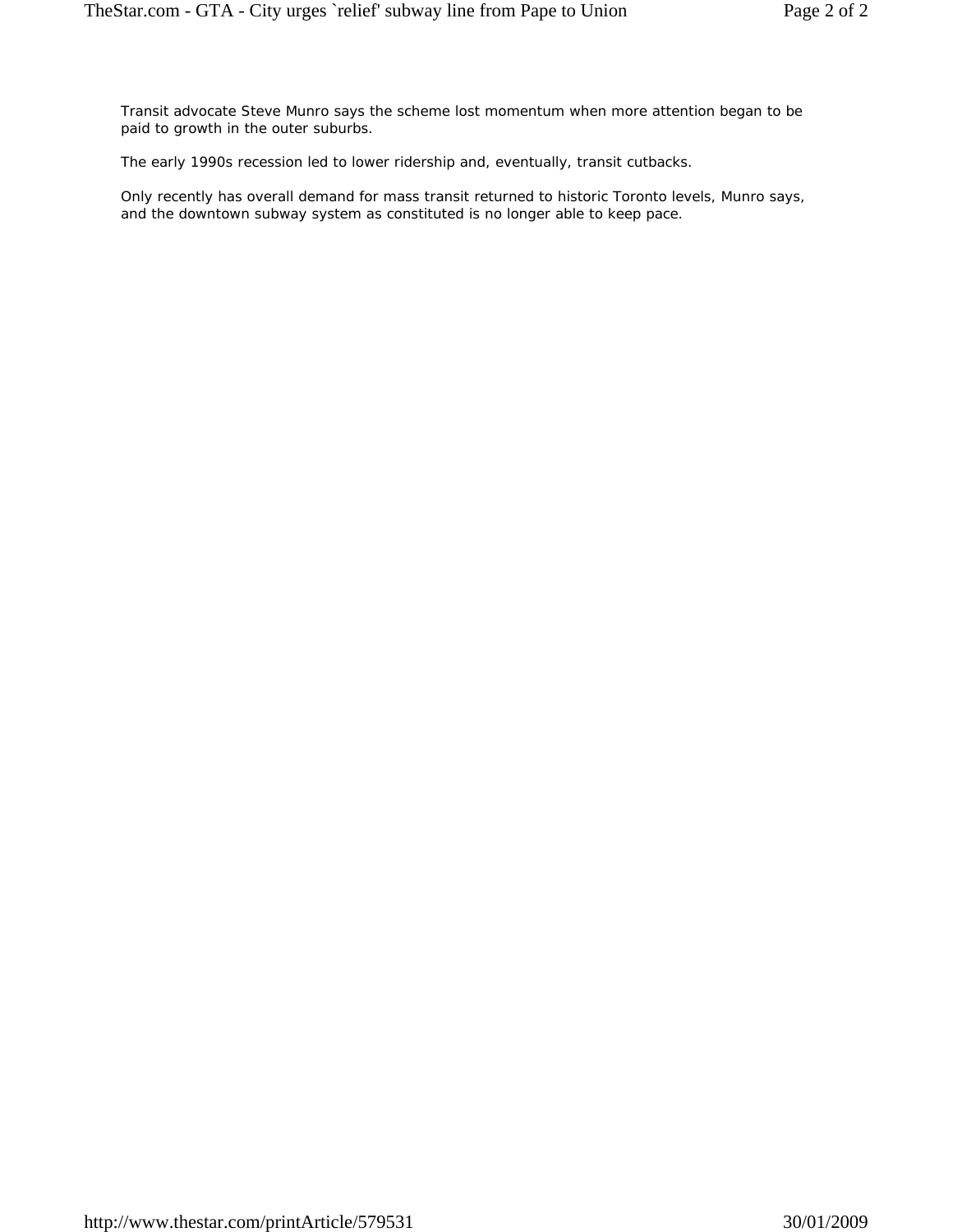Transit advocate Steve Munro says the scheme lost momentum when more attention began to be paid to growth in the outer suburbs.

The early 1990s recession led to lower ridership and, eventually, transit cutbacks.

Only recently has overall demand for mass transit returned to historic Toronto levels, Munro says, and the downtown subway system as constituted is no longer able to keep pace.